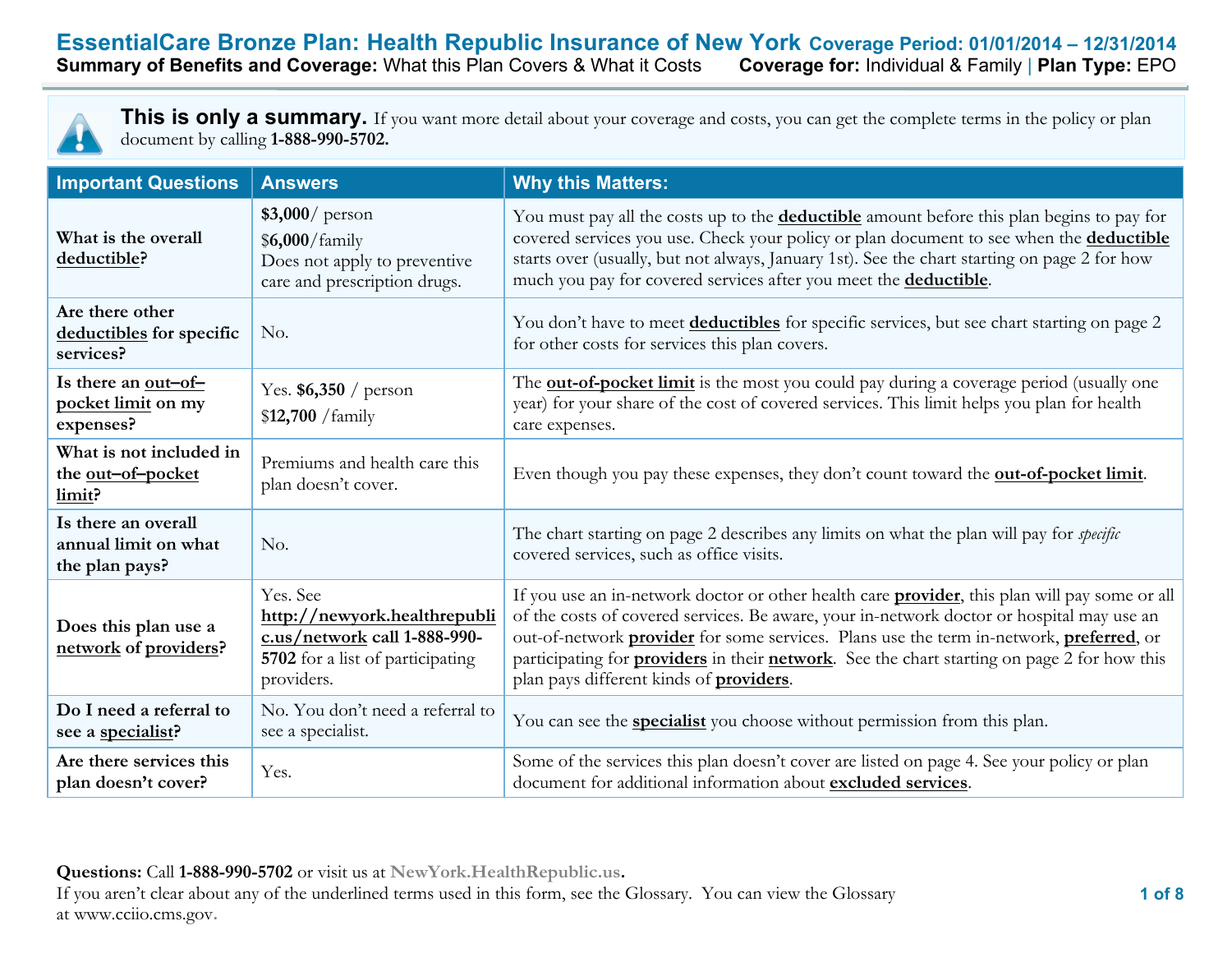# EssentialCare Bronze Plan: Health Republic Insurance of New York **Coverage Period: 01/01/2014 – 12/31/2014**

**Summary of Benefits and Coverage:** What this Plan Covers & What it Costs **Coverage for:** Individual & Family | **Plan Type:** EPO

**This is only a summary.** If you want more detail about your coverage and costs, you can get the complete terms in the policy or plan document by calling **1-888-990-5702.**

| Important Questions | Answers | Why this Matters: |
|---|---|---|
| **What is the overall deductible?** | **$3,000**/ person<br>$**6,000**/family<br>Does not apply to preventive care and prescription drugs. | You must pay all the costs up to the **deductible** amount before this plan begins to pay for covered services you use. Check your policy or plan document to see when the **deductible** starts over (usually, but not always, January 1st). See the chart starting on page 2 for how much you pay for covered services after you meet the **deductible**. |
| **Are there other deductibles for specific services?** | No. | You don't have to meet **deductibles** for specific services, but see chart starting on page 2 for other costs for services this plan covers. |
| **Is there an out–of–pocket limit on my expenses?** | Yes. **$6,350** / person<br>$**12,700** /family | The **out-of-pocket limit** is the most you could pay during a coverage period (usually one year) for your share of the cost of covered services. This limit helps you plan for health care expenses. |
| **What is not included in the out–of–pocket limit?** | Premiums and health care this plan doesn't cover. | Even though you pay these expenses, they don't count toward the **out-of-pocket limit**. |
| **Is there an overall annual limit on what the plan pays?** | No. | The chart starting on page 2 describes any limits on what the plan will pay for *specific* covered services, such as office visits. |
| **Does this plan use a network of providers?** | Yes. See **http://newyork.healthrepublic.us/network** call **1-888-990-5702** for a list of participating providers. | If you use an in-network doctor or other health care **provider**, this plan will pay some or all of the costs of covered services. Be aware, your in-network doctor or hospital may use an out-of-network **provider** for some services. Plans use the term in-network, **preferred**, or participating for **providers** in their **network**. See the chart starting on page 2 for how this plan pays different kinds of **providers**. |
| **Do I need a referral to see a specialist?** | No. You don't need a referral to see a specialist. | You can see the **specialist** you choose without permission from this plan. |
| **Are there services this plan doesn't cover?** | Yes. | Some of the services this plan doesn't cover are listed on page 4. See your policy or plan document for additional information about **excluded services**. |

**Questions:** Call **1-888-990-5702** or visit us at **NewYork.HealthRepublic.us**.
If you aren't clear about any of the underlined terms used in this form, see the Glossary. You can view the Glossary at www.cciio.cms.gov.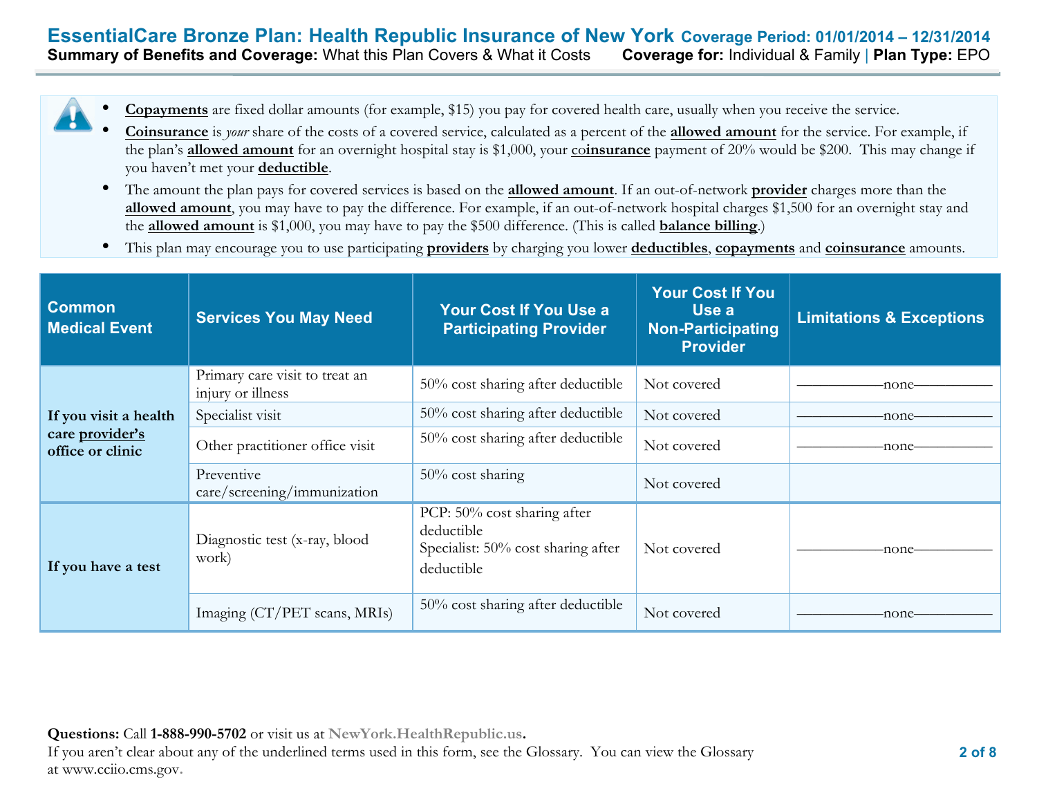# EssentialCare Bronze Plan: Health Republic Insurance of New York

**Coverage Period: 01/01/2014 – 12/31/2014**

**Summary of Benefits and Coverage:** What this Plan Covers & What it Costs **Coverage for:** Individual & Family | **Plan Type:** EPO

- **Copayments** are fixed dollar amounts (for example, $15) you pay for covered health care, usually when you receive the service.
- **Coinsurance** is *your* share of the costs of a covered service, calculated as a percent of the **allowed amount** for the service. For example, if the plan's **allowed amount** for an overnight hospital stay is $1,000, your **coinsurance** payment of 20% would be $200. This may change if you haven't met your **deductible**.
- The amount the plan pays for covered services is based on the **allowed amount**. If an out-of-network **provider** charges more than the **allowed amount**, you may have to pay the difference. For example, if an out-of-network hospital charges $1,500 for an overnight stay and the **allowed amount** is $1,000, you may have to pay the $500 difference. (This is called **balance billing**.)
- This plan may encourage you to use participating **providers** by charging you lower **deductibles**, **copayments** and **coinsurance** amounts.

| Common Medical Event | Services You May Need | Your Cost If You Use a Participating Provider | Your Cost If You Use a Non-Participating Provider | Limitations & Exceptions |
|---|---|---|---|---|
| **If you visit a health care provider's office or clinic** | Primary care visit to treat an injury or illness | 50% cost sharing after deductible | Not covered | ———none——— |
| | Specialist visit | 50% cost sharing after deductible | Not covered | ———none——— |
| | Other practitioner office visit | 50% cost sharing after deductible | Not covered | ———none——— |
| | Preventive care/screening/immunization | 50% cost sharing | Not covered | |
| **If you have a test** | Diagnostic test (x-ray, blood work) | PCP: 50% cost sharing after deductible<br>Specialist: 50% cost sharing after deductible | Not covered | ———none——— |
| | Imaging (CT/PET scans, MRIs) | 50% cost sharing after deductible | Not covered | ———none——— |

**Questions:** Call **1-888-990-5702** or visit us at **NewYork.HealthRepublic.us**.
If you aren't clear about any of the underlined terms used in this form, see the Glossary. You can view the Glossary at www.cciio.cms.gov.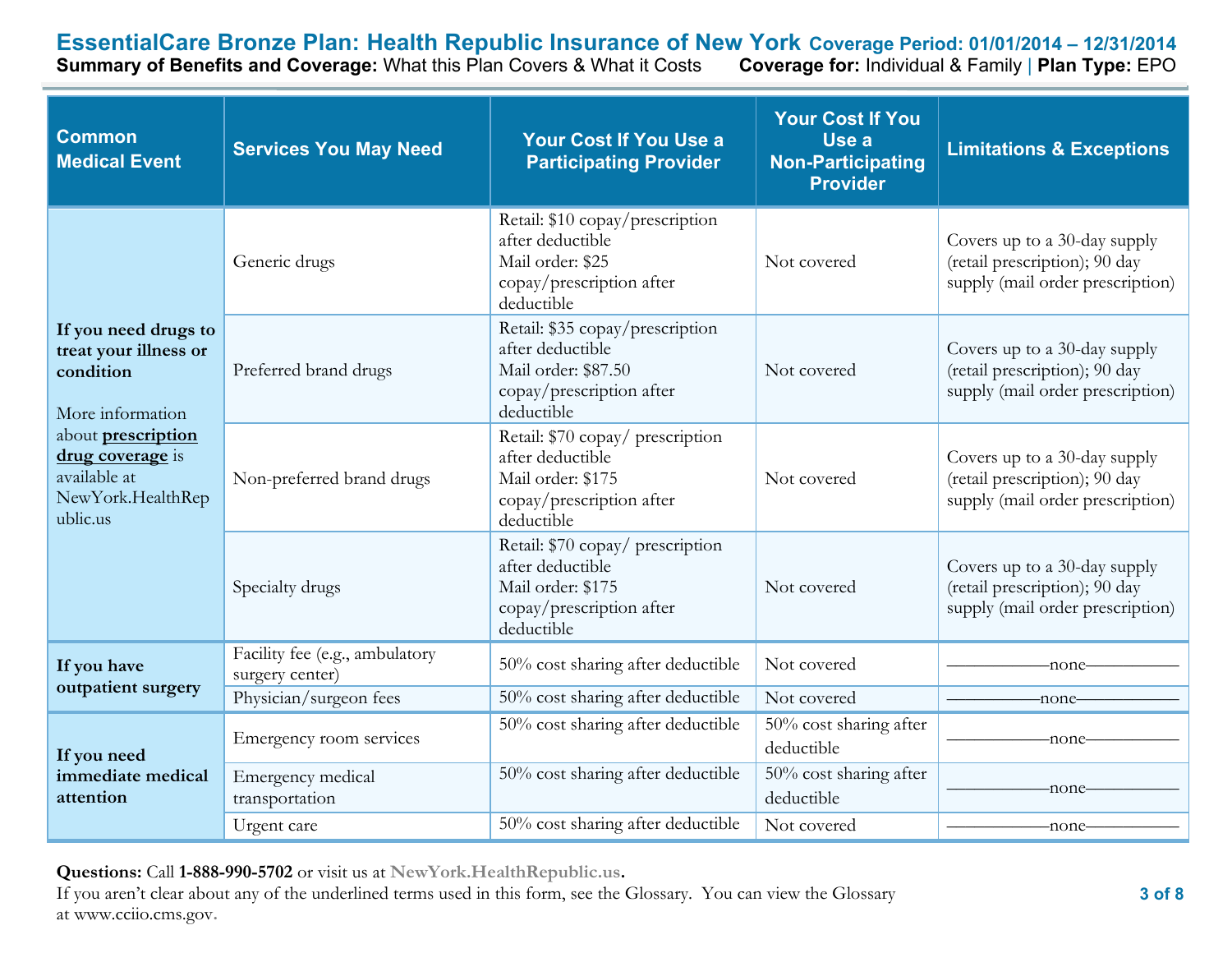# EssentialCare Bronze Plan: Health Republic Insurance of New York

**Coverage Period: 01/01/2014 – 12/31/2014**

**Summary of Benefits and Coverage:** What this Plan Covers & What it Costs

**Coverage for:** Individual & Family | **Plan Type:** EPO

| Common Medical Event | Services You May Need | Your Cost If You Use a Participating Provider | Your Cost If You Use a Non-Participating Provider | Limitations & Exceptions |
|---|---|---|---|---|
| **If you need drugs to treat your illness or condition**<br><br>More information about **prescription drug coverage** is available at NewYork.HealthRepublic.us | Generic drugs | Retail: $10 copay/prescription after deductible<br>Mail order: $25 copay/prescription after deductible | Not covered | Covers up to a 30-day supply (retail prescription); 90 day supply (mail order prescription) |
| | Preferred brand drugs | Retail: $35 copay/prescription after deductible<br>Mail order: $87.50 copay/prescription after deductible | Not covered | Covers up to a 30-day supply (retail prescription); 90 day supply (mail order prescription) |
| | Non-preferred brand drugs | Retail: $70 copay/ prescription after deductible<br>Mail order: $175 copay/prescription after deductible | Not covered | Covers up to a 30-day supply (retail prescription); 90 day supply (mail order prescription) |
| | Specialty drugs | Retail: $70 copay/ prescription after deductible<br>Mail order: $175 copay/prescription after deductible | Not covered | Covers up to a 30-day supply (retail prescription); 90 day supply (mail order prescription) |
| **If you have outpatient surgery** | Facility fee (e.g., ambulatory surgery center) | 50% cost sharing after deductible | Not covered | ––––––––––none–––––––––– |
| | Physician/surgeon fees | 50% cost sharing after deductible | Not covered | ––––––––––none–––––––––– |
| **If you need immediate medical attention** | Emergency room services | 50% cost sharing after deductible | 50% cost sharing after deductible | ––––––––––none–––––––––– |
| | Emergency medical transportation | 50% cost sharing after deductible | 50% cost sharing after deductible | ––––––––––none–––––––––– |
| | Urgent care | 50% cost sharing after deductible | Not covered | ––––––––––none–––––––––– |

**Questions:** Call **1-888-990-5702** or visit us at **NewYork.HealthRepublic.us**.
If you aren't clear about any of the underlined terms used in this form, see the Glossary. You can view the Glossary at www.cciio.cms.gov.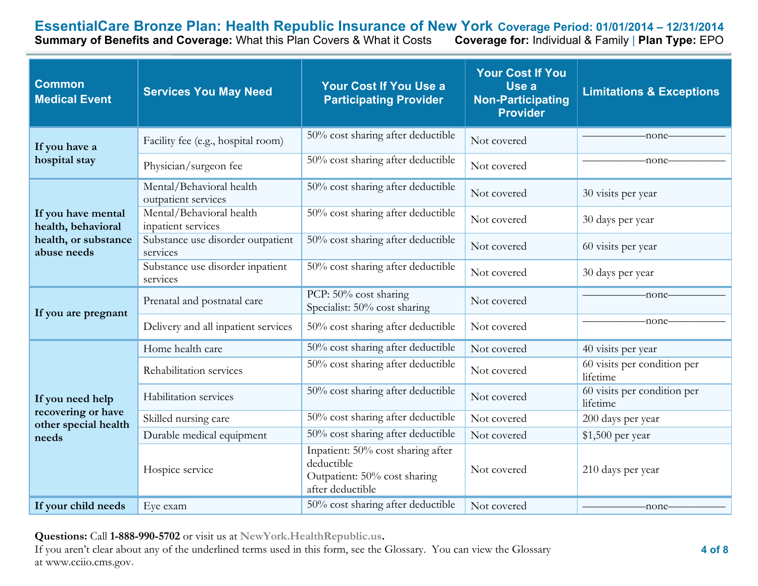# EssentialCare Bronze Plan: Health Republic Insurance of New York

**Coverage Period: 01/01/2014 – 12/31/2014**

**Summary of Benefits and Coverage:** What this Plan Covers & What it Costs

**Coverage for:** Individual & Family | **Plan Type:** EPO

| Common Medical Event | Services You May Need | Your Cost If You Use a Participating Provider | Your Cost If You Use a Non-Participating Provider | Limitations & Exceptions |
|---|---|---|---|---|
| **If you have a hospital stay** | Facility fee (e.g., hospital room) | 50% cost sharing after deductible | Not covered | ——————none—————— |
| | Physician/surgeon fee | 50% cost sharing after deductible | Not covered | ——————none—————— |
| **If you have mental health, behavioral health, or substance abuse needs** | Mental/Behavioral health outpatient services | 50% cost sharing after deductible | Not covered | 30 visits per year |
| | Mental/Behavioral health inpatient services | 50% cost sharing after deductible | Not covered | 30 days per year |
| | Substance use disorder outpatient services | 50% cost sharing after deductible | Not covered | 60 visits per year |
| | Substance use disorder inpatient services | 50% cost sharing after deductible | Not covered | 30 days per year |
| **If you are pregnant** | Prenatal and postnatal care | PCP: 50% cost sharing<br>Specialist: 50% cost sharing | Not covered | ——————none—————— |
| | Delivery and all inpatient services | 50% cost sharing after deductible | Not covered | ——————none—————— |
| **If you need help recovering or have other special health needs** | Home health care | 50% cost sharing after deductible | Not covered | 40 visits per year |
| | Rehabilitation services | 50% cost sharing after deductible | Not covered | 60 visits per condition per lifetime |
| | Habilitation services | 50% cost sharing after deductible | Not covered | 60 visits per condition per lifetime |
| | Skilled nursing care | 50% cost sharing after deductible | Not covered | 200 days per year |
| | Durable medical equipment | 50% cost sharing after deductible | Not covered | $1,500 per year |
| | Hospice service | Inpatient: 50% cost sharing after deductible<br>Outpatient: 50% cost sharing after deductible | Not covered | 210 days per year |
| **If your child needs** | Eye exam | 50% cost sharing after deductible | Not covered | ——————none—————— |

**Questions:** Call **1-888-990-5702** or visit us at **NewYork.HealthRepublic.us**.
If you aren't clear about any of the underlined terms used in this form, see the Glossary. You can view the Glossary at www.cciio.cms.gov.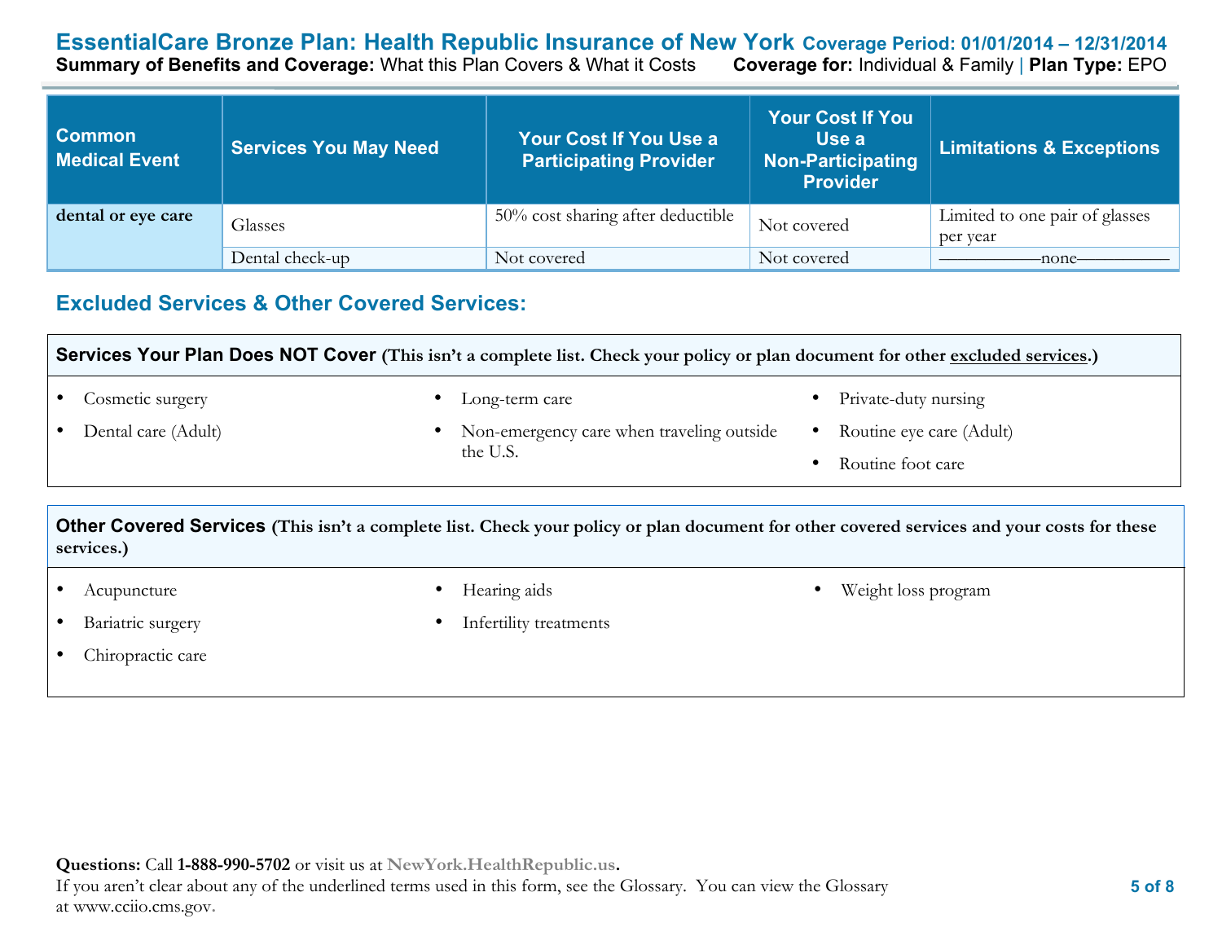| Common Medical Event | Services You May Need | Your Cost If You Use a Participating Provider | Your Cost If You Use a Non-Participating Provider | Limitations & Exceptions |
|---|---|---|---|---|
| **dental or eye care** | Glasses | 50% cost sharing after deductible | Not covered | Limited to one pair of glasses per year |
| | Dental check-up | Not covered | Not covered | ––––––––––none–––––––––– |

## Excluded Services & Other Covered Services:

### Services Your Plan Does NOT Cover (This isn't a complete list. Check your policy or plan document for other excluded services.)

- Cosmetic surgery
- Dental care (Adult)
- Long-term care
- Non-emergency care when traveling outside the U.S.
- Private-duty nursing
- Routine eye care (Adult)
- Routine foot care

### Other Covered Services (This isn't a complete list. Check your policy or plan document for other covered services and your costs for these services.)

- Acupuncture
- Bariatric surgery
- Chiropractic care
- Hearing aids
- Infertility treatments
- Weight loss program

**Questions:** Call **1-888-990-5702** or visit us at **NewYork.HealthRepublic.us**.
If you aren't clear about any of the underlined terms used in this form, see the Glossary. You can view the Glossary at www.cciio.cms.gov.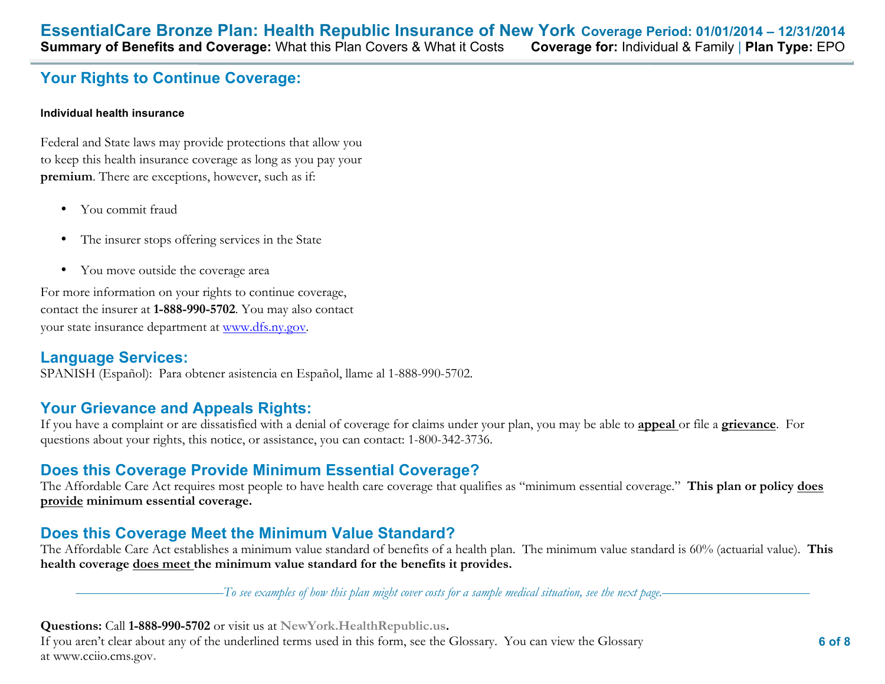## Your Rights to Continue Coverage:

**Individual health insurance**

Federal and State laws may provide protections that allow you to keep this health insurance coverage as long as you pay your **premium**. There are exceptions, however, such as if:

- You commit fraud
- The insurer stops offering services in the State
- You move outside the coverage area

For more information on your rights to continue coverage, contact the insurer at **1-888-990-5702**. You may also contact your state insurance department at [www.dfs.ny.gov](http://www.dfs.ny.gov).

## Language Services:

SPANISH (Español): Para obtener asistencia en Español, llame al 1-888-990-5702.

## Your Grievance and Appeals Rights:

If you have a complaint or are dissatisfied with a denial of coverage for claims under your plan, you may be able to **appeal** or file a **grievance**. For questions about your rights, this notice, or assistance, you can contact: 1-800-342-3736.

## Does this Coverage Provide Minimum Essential Coverage?

The Affordable Care Act requires most people to have health care coverage that qualifies as "minimum essential coverage." **This plan or policy does provide minimum essential coverage.**

## Does this Coverage Meet the Minimum Value Standard?

The Affordable Care Act establishes a minimum value standard of benefits of a health plan. The minimum value standard is 60% (actuarial value). **This health coverage does meet the minimum value standard for the benefits it provides.**

*To see examples of how this plan might cover costs for a sample medical situation, see the next page.*

**Questions:** Call **1-888-990-5702** or visit us at **NewYork.HealthRepublic.us.**
If you aren't clear about any of the underlined terms used in this form, see the Glossary. You can view the Glossary at www.cciio.cms.gov.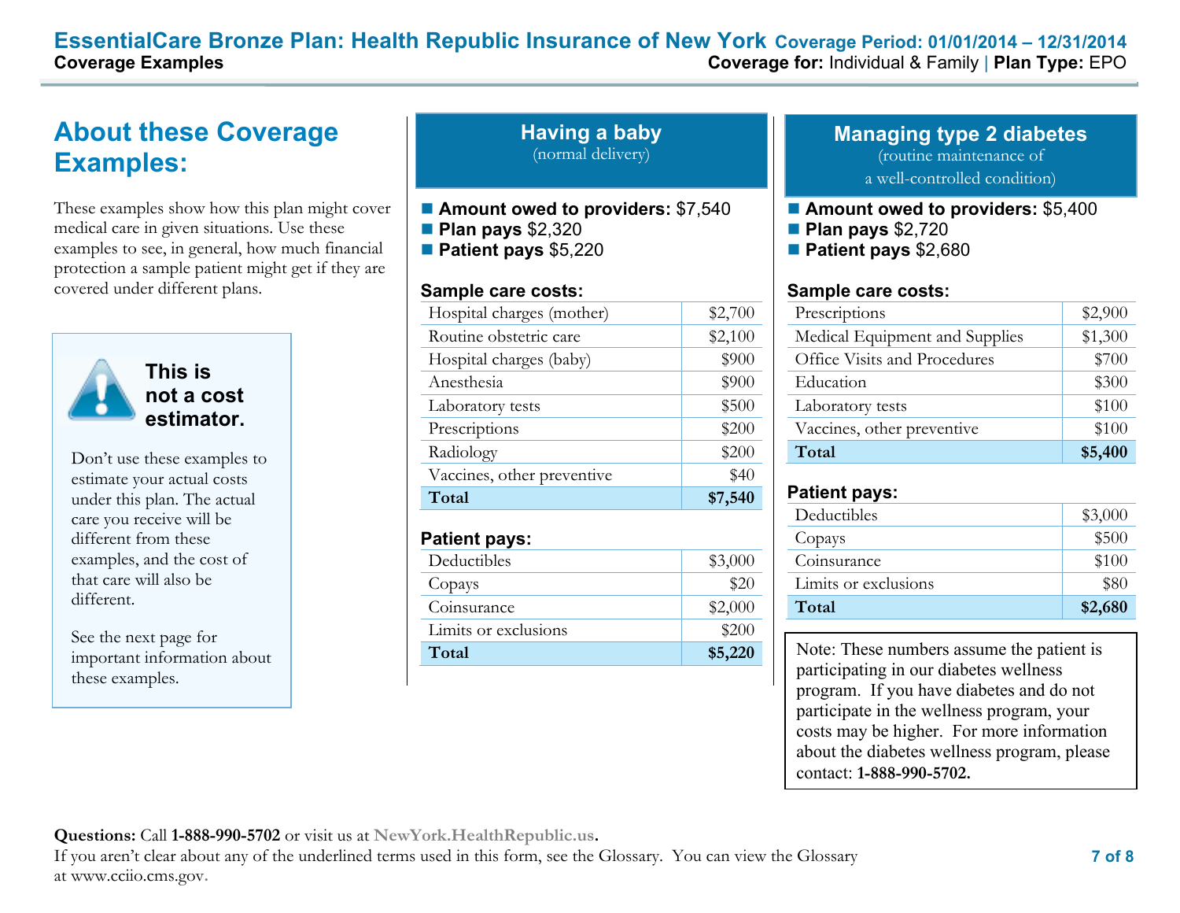# EssentialCare Bronze Plan: Health Republic Insurance of New York

**Coverage Period: 01/01/2014 – 12/31/2014**

**Coverage Examples**

**Coverage for:** Individual & Family | **Plan Type:** EPO

## About these Coverage Examples:

These examples show how this plan might cover medical care in given situations. Use these examples to see, in general, how much financial protection a sample patient might get if they are covered under different plans.

**This is not a cost estimator.**

Don't use these examples to estimate your actual costs under this plan. The actual care you receive will be different from these examples, and the cost of that care will also be different.

See the next page for important information about these examples.

## Having a baby
(normal delivery)

- **Amount owed to providers:** $7,540
- **Plan pays** $2,320
- **Patient pays** $5,220

**Sample care costs:**

| | |
|---|---|
| Hospital charges (mother) | $2,700 |
| Routine obstetric care | $2,100 |
| Hospital charges (baby) | $900 |
| Anesthesia | $900 |
| Laboratory tests | $500 |
| Prescriptions | $200 |
| Radiology | $200 |
| Vaccines, other preventive | $40 |
| **Total** | **$7,540** |

**Patient pays:**

| | |
|---|---|
| Deductibles | $3,000 |
| Copays | $20 |
| Coinsurance | $2,000 |
| Limits or exclusions | $200 |
| **Total** | **$5,220** |

## Managing type 2 diabetes
(routine maintenance of a well-controlled condition)

- **Amount owed to providers:** $5,400
- **Plan pays** $2,720
- **Patient pays** $2,680

**Sample care costs:**

| | |
|---|---|
| Prescriptions | $2,900 |
| Medical Equipment and Supplies | $1,300 |
| Office Visits and Procedures | $700 |
| Education | $300 |
| Laboratory tests | $100 |
| Vaccines, other preventive | $100 |
| **Total** | **$5,400** |

**Patient pays:**

| | |
|---|---|
| Deductibles | $3,000 |
| Copays | $500 |
| Coinsurance | $100 |
| Limits or exclusions | $80 |
| **Total** | **$2,680** |

Note: These numbers assume the patient is participating in our diabetes wellness program. If you have diabetes and do not participate in the wellness program, your costs may be higher. For more information about the diabetes wellness program, please contact: **1-888-990-5702.**

**Questions:** Call **1-888-990-5702** or visit us at **NewYork.HealthRepublic.us**.
If you aren't clear about any of the underlined terms used in this form, see the Glossary. You can view the Glossary at www.cciio.cms.gov.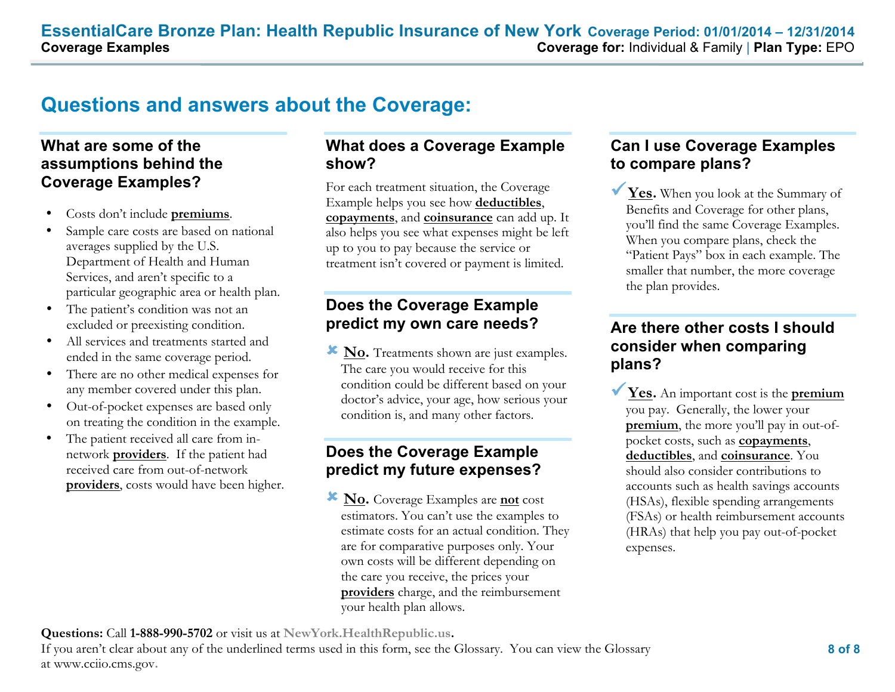# Questions and answers about the Coverage:

## What are some of the assumptions behind the Coverage Examples?

- Costs don't include **premiums**.
- Sample care costs are based on national averages supplied by the U.S. Department of Health and Human Services, and aren't specific to a particular geographic area or health plan.
- The patient's condition was not an excluded or preexisting condition.
- All services and treatments started and ended in the same coverage period.
- There are no other medical expenses for any member covered under this plan.
- Out-of-pocket expenses are based only on treating the condition in the example.
- The patient received all care from in-network **providers**. If the patient had received care from out-of-network **providers**, costs would have been higher.

## What does a Coverage Example show?

For each treatment situation, the Coverage Example helps you see how **deductibles**, **copayments**, and **coinsurance** can add up. It also helps you see what expenses might be left up to you to pay because the service or treatment isn't covered or payment is limited.

## Does the Coverage Example predict my own care needs?

✘ **No.** Treatments shown are just examples. The care you would receive for this condition could be different based on your doctor's advice, your age, how serious your condition is, and many other factors.

## Does the Coverage Example predict my future expenses?

✘ **No.** Coverage Examples are **not** cost estimators. You can't use the examples to estimate costs for an actual condition. They are for comparative purposes only. Your own costs will be different depending on the care you receive, the prices your **providers** charge, and the reimbursement your health plan allows.

## Can I use Coverage Examples to compare plans?

✔ **Yes.** When you look at the Summary of Benefits and Coverage for other plans, you'll find the same Coverage Examples. When you compare plans, check the "Patient Pays" box in each example. The smaller that number, the more coverage the plan provides.

## Are there other costs I should consider when comparing plans?

✔ **Yes.** An important cost is the **premium** you pay. Generally, the lower your **premium**, the more you'll pay in out-of-pocket costs, such as **copayments**, **deductibles**, and **coinsurance**. You should also consider contributions to accounts such as health savings accounts (HSAs), flexible spending arrangements (FSAs) or health reimbursement accounts (HRAs) that help you pay out-of-pocket expenses.

**Questions:** Call **1-888-990-5702** or visit us at **NewYork.HealthRepublic.us**.
If you aren't clear about any of the underlined terms used in this form, see the Glossary. You can view the Glossary at www.cciio.cms.gov.